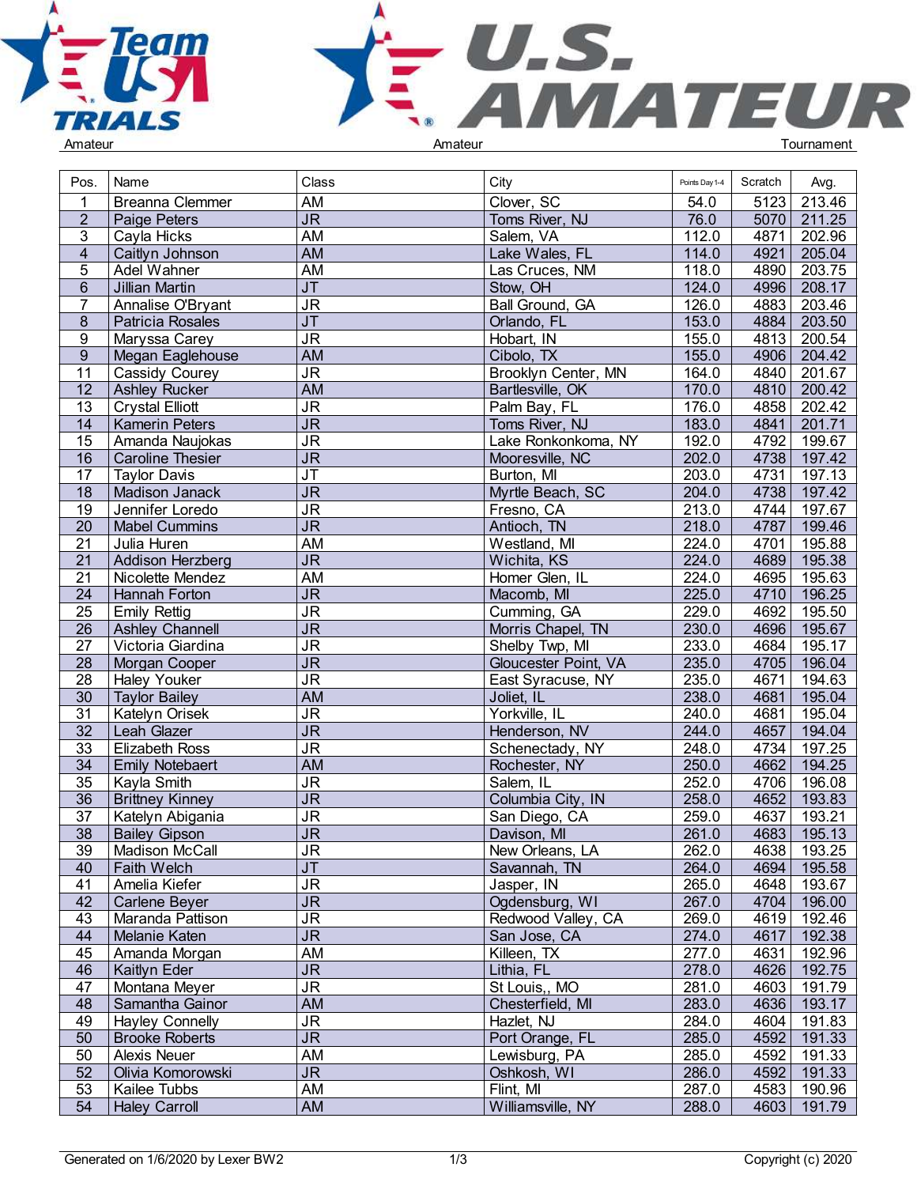Amateur Amateur Tournament

| Pos. | Name | Class | City | Points Day 1-4 | Scratch | Avg. |
|---|---|---|---|---|---|---|
| 1 | Breanna Clemmer | AM | Clover, SC | 54.0 | 5123 | 213.46 |
| 2 | Paige Peters | JR | Toms River, NJ | 76.0 | 5070 | 211.25 |
| 3 | Cayla Hicks | AM | Salem, VA | 112.0 | 4871 | 202.96 |
| 4 | Caitlyn Johnson | AM | Lake Wales, FL | 114.0 | 4921 | 205.04 |
| 5 | Adel Wahner | AM | Las Cruces, NM | 118.0 | 4890 | 203.75 |
| 6 | Jillian Martin | JT | Stow, OH | 124.0 | 4996 | 208.17 |
| 7 | Annalise O'Bryant | JR | Ball Ground, GA | 126.0 | 4883 | 203.46 |
| 8 | Patricia Rosales | JT | Orlando, FL | 153.0 | 4884 | 203.50 |
| 9 | Maryssa Carey | JR | Hobart, IN | 155.0 | 4813 | 200.54 |
| 9 | Megan Eaglehouse | AM | Cibolo, TX | 155.0 | 4906 | 204.42 |
| 11 | Cassidy Courey | JR | Brooklyn Center, MN | 164.0 | 4840 | 201.67 |
| 12 | Ashley Rucker | AM | Bartlesville, OK | 170.0 | 4810 | 200.42 |
| 13 | Crystal Elliott | JR | Palm Bay, FL | 176.0 | 4858 | 202.42 |
| 14 | Kamerin Peters | JR | Toms River, NJ | 183.0 | 4841 | 201.71 |
| 15 | Amanda Naujokas | JR | Lake Ronkonkoma, NY | 192.0 | 4792 | 199.67 |
| 16 | Caroline Thesier | JR | Mooresville, NC | 202.0 | 4738 | 197.42 |
| 17 | Taylor Davis | JT | Burton, MI | 203.0 | 4731 | 197.13 |
| 18 | Madison Janack | JR | Myrtle Beach, SC | 204.0 | 4738 | 197.42 |
| 19 | Jennifer Loredo | JR | Fresno, CA | 213.0 | 4744 | 197.67 |
| 20 | Mabel Cummins | JR | Antioch, TN | 218.0 | 4787 | 199.46 |
| 21 | Julia Huren | AM | Westland, MI | 224.0 | 4701 | 195.88 |
| 21 | Addison Herzberg | JR | Wichita, KS | 224.0 | 4689 | 195.38 |
| 21 | Nicolette Mendez | AM | Homer Glen, IL | 224.0 | 4695 | 195.63 |
| 24 | Hannah Forton | JR | Macomb, MI | 225.0 | 4710 | 196.25 |
| 25 | Emily Rettig | JR | Cumming, GA | 229.0 | 4692 | 195.50 |
| 26 | Ashley Channell | JR | Morris Chapel, TN | 230.0 | 4696 | 195.67 |
| 27 | Victoria Giardina | JR | Shelby Twp, MI | 233.0 | 4684 | 195.17 |
| 28 | Morgan Cooper | JR | Gloucester Point, VA | 235.0 | 4705 | 196.04 |
| 28 | Haley Youker | JR | East Syracuse, NY | 235.0 | 4671 | 194.63 |
| 30 | Taylor Bailey | AM | Joliet, IL | 238.0 | 4681 | 195.04 |
| 31 | Katelyn Orisek | JR | Yorkville, IL | 240.0 | 4681 | 195.04 |
| 32 | Leah Glazer | JR | Henderson, NV | 244.0 | 4657 | 194.04 |
| 33 | Elizabeth Ross | JR | Schenectady, NY | 248.0 | 4734 | 197.25 |
| 34 | Emily Notebaert | AM | Rochester, NY | 250.0 | 4662 | 194.25 |
| 35 | Kayla Smith | JR | Salem, IL | 252.0 | 4706 | 196.08 |
| 36 | Brittney Kinney | JR | Columbia City, IN | 258.0 | 4652 | 193.83 |
| 37 | Katelyn Abigania | JR | San Diego, CA | 259.0 | 4637 | 193.21 |
| 38 | Bailey Gipson | JR | Davison, MI | 261.0 | 4683 | 195.13 |
| 39 | Madison McCall | JR | New Orleans, LA | 262.0 | 4638 | 193.25 |
| 40 | Faith Welch | JT | Savannah, TN | 264.0 | 4694 | 195.58 |
| 41 | Amelia Kiefer | JR | Jasper, IN | 265.0 | 4648 | 193.67 |
| 42 | Carlene Beyer | JR | Ogdensburg, WI | 267.0 | 4704 | 196.00 |
| 43 | Maranda Pattison | JR | Redwood Valley, CA | 269.0 | 4619 | 192.46 |
| 44 | Melanie Katen | JR | San Jose, CA | 274.0 | 4617 | 192.38 |
| 45 | Amanda Morgan | AM | Killeen, TX | 277.0 | 4631 | 192.96 |
| 46 | Kaitlyn Eder | JR | Lithia, FL | 278.0 | 4626 | 192.75 |
| 47 | Montana Meyer | JR | St Louis,, MO | 281.0 | 4603 | 191.79 |
| 48 | Samantha Gainor | AM | Chesterfield, MI | 283.0 | 4636 | 193.17 |
| 49 | Hayley Connelly | JR | Hazlet, NJ | 284.0 | 4604 | 191.83 |
| 50 | Brooke Roberts | JR | Port Orange, FL | 285.0 | 4592 | 191.33 |
| 50 | Alexis Neuer | AM | Lewisburg, PA | 285.0 | 4592 | 191.33 |
| 52 | Olivia Komorowski | JR | Oshkosh, WI | 286.0 | 4592 | 191.33 |
| 53 | Kailee Tubbs | AM | Flint, MI | 287.0 | 4583 | 190.96 |
| 54 | Haley Carroll | AM | Williamsville, NY | 288.0 | 4603 | 191.79 |

Generated on 1/6/2020 by Lexer BW2 Copyright (c) 2020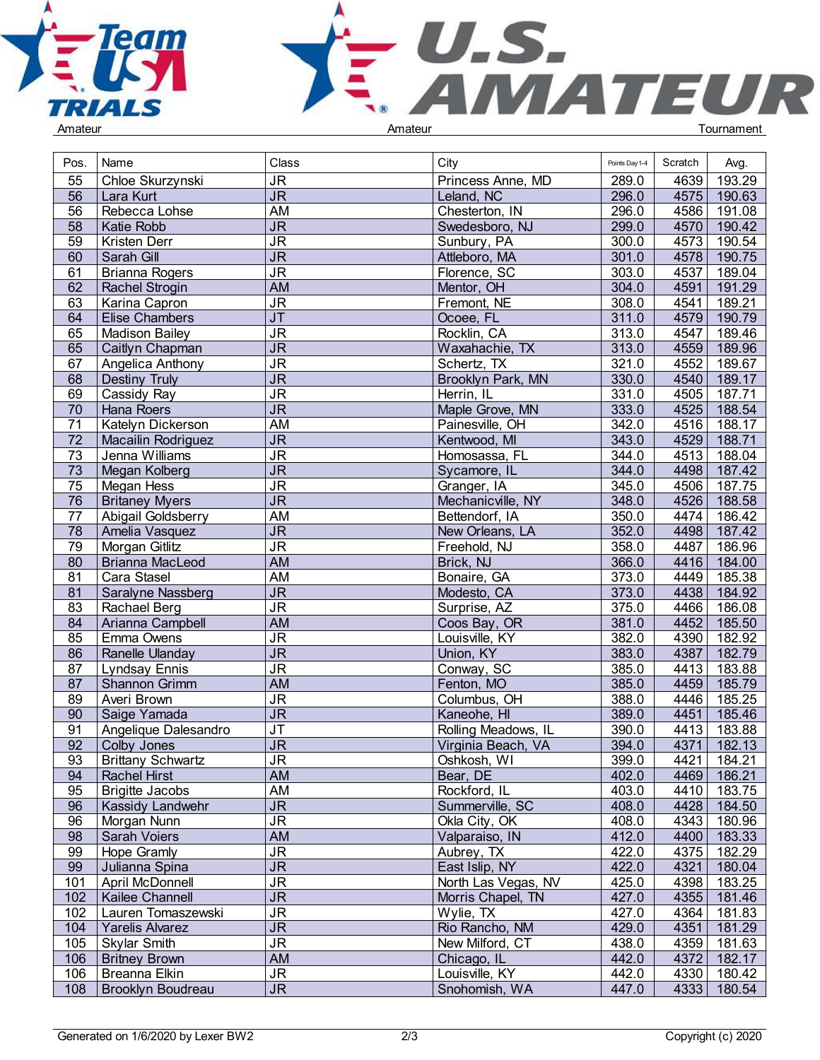| Pos. | Name | Class | City | Points Day 1-4 | Scratch | Avg. |
|---|---|---|---|---|---|---|
| 55 | Chloe Skurzynski | JR | Princess Anne, MD | 289.0 | 4639 | 193.29 |
| 56 | Lara Kurt | JR | Leland, NC | 296.0 | 4575 | 190.63 |
| 56 | Rebecca Lohse | AM | Chesterton, IN | 296.0 | 4586 | 191.08 |
| 58 | Katie Robb | JR | Swedesboro, NJ | 299.0 | 4570 | 190.42 |
| 59 | Kristen Derr | JR | Sunbury, PA | 300.0 | 4573 | 190.54 |
| 60 | Sarah Gill | JR | Attleboro, MA | 301.0 | 4578 | 190.75 |
| 61 | Brianna Rogers | JR | Florence, SC | 303.0 | 4537 | 189.04 |
| 62 | Rachel Strogin | AM | Mentor, OH | 304.0 | 4591 | 191.29 |
| 63 | Karina Capron | JR | Fremont, NE | 308.0 | 4541 | 189.21 |
| 64 | Elise Chambers | JT | Ocoee, FL | 311.0 | 4579 | 190.79 |
| 65 | Madison Bailey | JR | Rocklin, CA | 313.0 | 4547 | 189.46 |
| 65 | Caitlyn Chapman | JR | Waxahachie, TX | 313.0 | 4559 | 189.96 |
| 67 | Angelica Anthony | JR | Schertz, TX | 321.0 | 4552 | 189.67 |
| 68 | Destiny Truly | JR | Brooklyn Park, MN | 330.0 | 4540 | 189.17 |
| 69 | Cassidy Ray | JR | Herrin, IL | 331.0 | 4505 | 187.71 |
| 70 | Hana Roers | JR | Maple Grove, MN | 333.0 | 4525 | 188.54 |
| 71 | Katelyn Dickerson | AM | Painesville, OH | 342.0 | 4516 | 188.17 |
| 72 | Macailin Rodriguez | JR | Kentwood, MI | 343.0 | 4529 | 188.71 |
| 73 | Jenna Williams | JR | Homosassa, FL | 344.0 | 4513 | 188.04 |
| 73 | Megan Kolberg | JR | Sycamore, IL | 344.0 | 4498 | 187.42 |
| 75 | Megan Hess | JR | Granger, IA | 345.0 | 4506 | 187.75 |
| 76 | Britaney Myers | JR | Mechanicville, NY | 348.0 | 4526 | 188.58 |
| 77 | Abigail Goldsberry | AM | Bettendorf, IA | 350.0 | 4474 | 186.42 |
| 78 | Amelia Vasquez | JR | New Orleans, LA | 352.0 | 4498 | 187.42 |
| 79 | Morgan Gitlitz | JR | Freehold, NJ | 358.0 | 4487 | 186.96 |
| 80 | Brianna MacLeod | AM | Brick, NJ | 366.0 | 4416 | 184.00 |
| 81 | Cara Stasel | AM | Bonaire, GA | 373.0 | 4449 | 185.38 |
| 81 | Saralyne Nassberg | JR | Modesto, CA | 373.0 | 4438 | 184.92 |
| 83 | Rachael Berg | JR | Surprise, AZ | 375.0 | 4466 | 186.08 |
| 84 | Arianna Campbell | AM | Coos Bay, OR | 381.0 | 4452 | 185.50 |
| 85 | Emma Owens | JR | Louisville, KY | 382.0 | 4390 | 182.92 |
| 86 | Ranelle Ulanday | JR | Union, KY | 383.0 | 4387 | 182.79 |
| 87 | Lyndsay Ennis | JR | Conway, SC | 385.0 | 4413 | 183.88 |
| 87 | Shannon Grimm | AM | Fenton, MO | 385.0 | 4459 | 185.79 |
| 89 | Averi Brown | JR | Columbus, OH | 388.0 | 4446 | 185.25 |
| 90 | Saige Yamada | JR | Kaneohe, HI | 389.0 | 4451 | 185.46 |
| 91 | Angelique Dalesandro | JT | Rolling Meadows, IL | 390.0 | 4413 | 183.88 |
| 92 | Colby Jones | JR | Virginia Beach, VA | 394.0 | 4371 | 182.13 |
| 93 | Brittany Schwartz | JR | Oshkosh, WI | 399.0 | 4421 | 184.21 |
| 94 | Rachel Hirst | AM | Bear, DE | 402.0 | 4469 | 186.21 |
| 95 | Brigitte Jacobs | AM | Rockford, IL | 403.0 | 4410 | 183.75 |
| 96 | Kassidy Landwehr | JR | Summerville, SC | 408.0 | 4428 | 184.50 |
| 96 | Morgan Nunn | JR | Okla City, OK | 408.0 | 4343 | 180.96 |
| 98 | Sarah Voiers | AM | Valparaiso, IN | 412.0 | 4400 | 183.33 |
| 99 | Hope Gramly | JR | Aubrey, TX | 422.0 | 4375 | 182.29 |
| 99 | Julianna Spina | JR | East Islip, NY | 422.0 | 4321 | 180.04 |
| 101 | April McDonnell | JR | North Las Vegas, NV | 425.0 | 4398 | 183.25 |
| 102 | Kailee Channell | JR | Morris Chapel, TN | 427.0 | 4355 | 181.46 |
| 102 | Lauren Tomaszewski | JR | Wylie, TX | 427.0 | 4364 | 181.83 |
| 104 | Yarelis Alvarez | JR | Rio Rancho, NM | 429.0 | 4351 | 181.29 |
| 105 | Skylar Smith | JR | New Milford, CT | 438.0 | 4359 | 181.63 |
| 106 | Britney Brown | AM | Chicago, IL | 442.0 | 4372 | 182.17 |
| 106 | Breanna Elkin | JR | Louisville, KY | 442.0 | 4330 | 180.42 |
| 108 | Brooklyn Boudreau | JR | Snohomish, WA | 447.0 | 4333 | 180.54 |

Generated on 1/6/2020 by Lexer BW2 — Copyright (c) 2020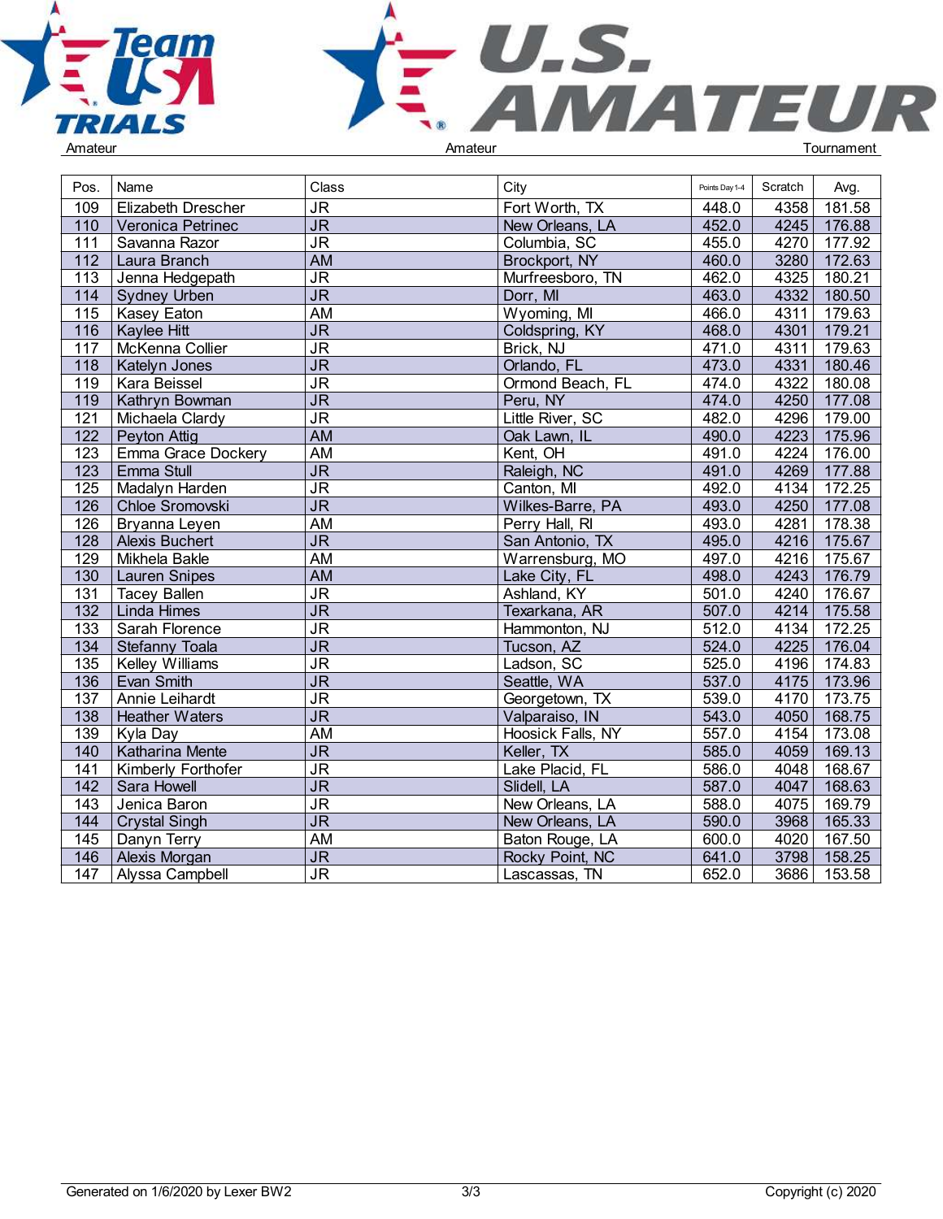Amateur | Amateur | Tournament

| Pos. | Name | Class | City | Points Day 1-4 | Scratch | Avg. |
|---|---|---|---|---|---|---|
| 109 | Elizabeth Drescher | JR | Fort Worth, TX | 448.0 | 4358 | 181.58 |
| 110 | Veronica Petrinec | JR | New Orleans, LA | 452.0 | 4245 | 176.88 |
| 111 | Savanna Razor | JR | Columbia, SC | 455.0 | 4270 | 177.92 |
| 112 | Laura Branch | AM | Brockport, NY | 460.0 | 3280 | 172.63 |
| 113 | Jenna Hedgepath | JR | Murfreesboro, TN | 462.0 | 4325 | 180.21 |
| 114 | Sydney Urben | JR | Dorr, MI | 463.0 | 4332 | 180.50 |
| 115 | Kasey Eaton | AM | Wyoming, MI | 466.0 | 4311 | 179.63 |
| 116 | Kaylee Hitt | JR | Coldspring, KY | 468.0 | 4301 | 179.21 |
| 117 | McKenna Collier | JR | Brick, NJ | 471.0 | 4311 | 179.63 |
| 118 | Katelyn Jones | JR | Orlando, FL | 473.0 | 4331 | 180.46 |
| 119 | Kara Beissel | JR | Ormond Beach, FL | 474.0 | 4322 | 180.08 |
| 119 | Kathryn Bowman | JR | Peru, NY | 474.0 | 4250 | 177.08 |
| 121 | Michaela Clardy | JR | Little River, SC | 482.0 | 4296 | 179.00 |
| 122 | Peyton Attig | AM | Oak Lawn, IL | 490.0 | 4223 | 175.96 |
| 123 | Emma Grace Dockery | AM | Kent, OH | 491.0 | 4224 | 176.00 |
| 123 | Emma Stull | JR | Raleigh, NC | 491.0 | 4269 | 177.88 |
| 125 | Madalyn Harden | JR | Canton, MI | 492.0 | 4134 | 172.25 |
| 126 | Chloe Sromovski | JR | Wilkes-Barre, PA | 493.0 | 4250 | 177.08 |
| 126 | Bryanna Leyen | AM | Perry Hall, RI | 493.0 | 4281 | 178.38 |
| 128 | Alexis Buchert | JR | San Antonio, TX | 495.0 | 4216 | 175.67 |
| 129 | Mikhela Bakle | AM | Warrensburg, MO | 497.0 | 4216 | 175.67 |
| 130 | Lauren Snipes | AM | Lake City, FL | 498.0 | 4243 | 176.79 |
| 131 | Tacey Ballen | JR | Ashland, KY | 501.0 | 4240 | 176.67 |
| 132 | Linda Himes | JR | Texarkana, AR | 507.0 | 4214 | 175.58 |
| 133 | Sarah Florence | JR | Hammonton, NJ | 512.0 | 4134 | 172.25 |
| 134 | Stefanny Toala | JR | Tucson, AZ | 524.0 | 4225 | 176.04 |
| 135 | Kelley Williams | JR | Ladson, SC | 525.0 | 4196 | 174.83 |
| 136 | Evan Smith | JR | Seattle, WA | 537.0 | 4175 | 173.96 |
| 137 | Annie Leihardt | JR | Georgetown, TX | 539.0 | 4170 | 173.75 |
| 138 | Heather Waters | JR | Valparaiso, IN | 543.0 | 4050 | 168.75 |
| 139 | Kyla Day | AM | Hoosick Falls, NY | 557.0 | 4154 | 173.08 |
| 140 | Katharina Mente | JR | Keller, TX | 585.0 | 4059 | 169.13 |
| 141 | Kimberly Forthofer | JR | Lake Placid, FL | 586.0 | 4048 | 168.67 |
| 142 | Sara Howell | JR | Slidell, LA | 587.0 | 4047 | 168.63 |
| 143 | Jenica Baron | JR | New Orleans, LA | 588.0 | 4075 | 169.79 |
| 144 | Crystal Singh | JR | New Orleans, LA | 590.0 | 3968 | 165.33 |
| 145 | Danyn Terry | AM | Baton Rouge, LA | 600.0 | 4020 | 167.50 |
| 146 | Alexis Morgan | JR | Rocky Point, NC | 641.0 | 3798 | 158.25 |
| 147 | Alyssa Campbell | JR | Lascassas, TN | 652.0 | 3686 | 153.58 |

Generated on 1/6/2020 by Lexer BW2 — Copyright (c) 2020